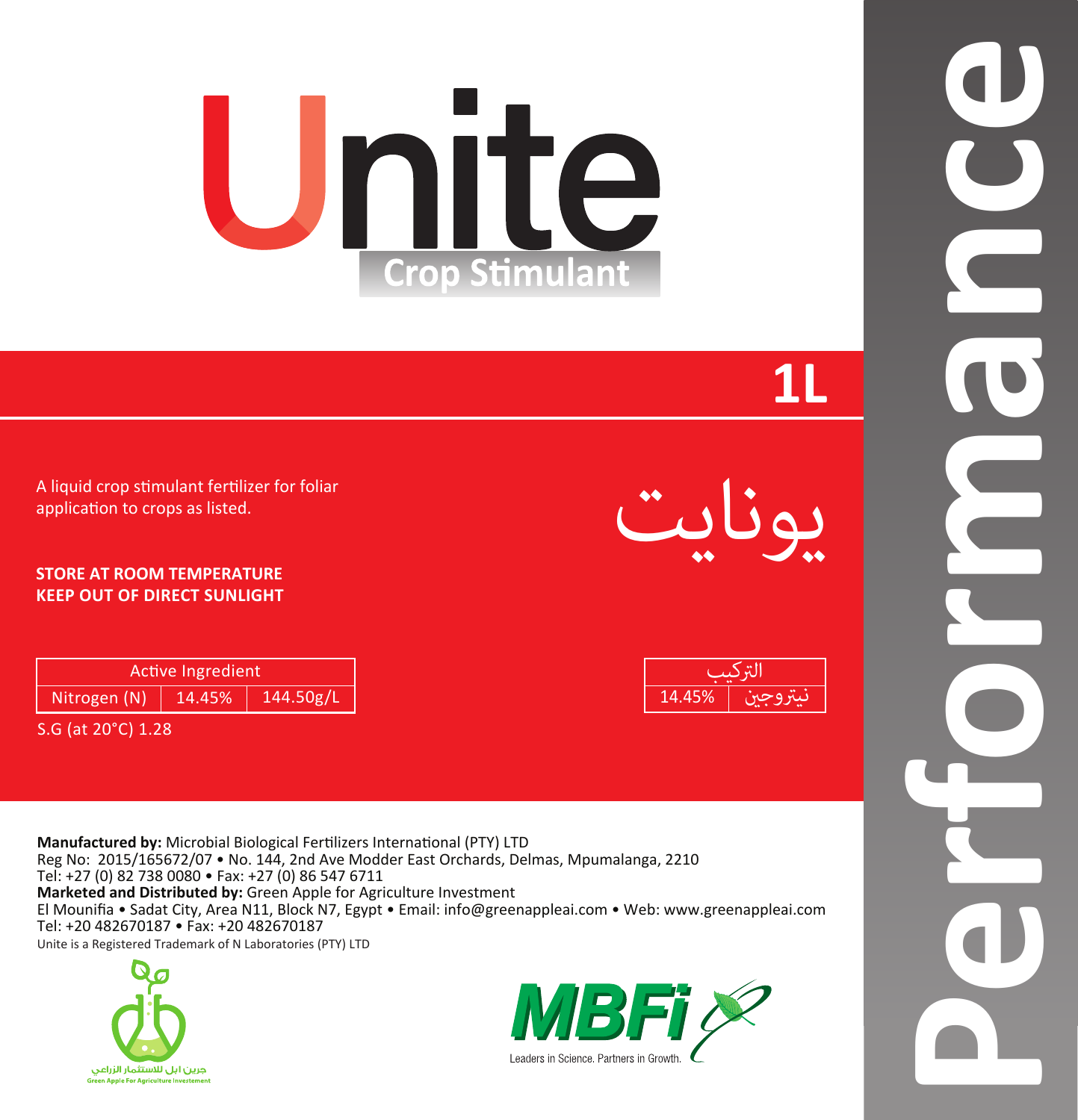# Unite

## Crop Stimulant

**1L**

A liquid crop stimulant fertilizer for foliar application to crops as listed.

يونايت

**STORE AT ROOM TEMPERATURE**
**KEEP OUT OF DIRECT SUNLIGHT**

| Active Ingredient | | |
|---|---|---|
| Nitrogen (N) | 14.45% | 144.50g/L |

S.G (at 20°C) 1.28

| التركيب | |
|---|---|
| 14.45% | نيتروجين |

**Manufactured by:** Microbial Biological Fertilizers International (PTY) LTD
Reg No: 2015/165672/07 • No. 144, 2nd Ave Modder East Orchards, Delmas, Mpumalanga, 2210
Tel: +27 (0) 82 738 0080 • Fax: +27 (0) 86 547 6711
**Marketed and Distributed by:** Green Apple for Agriculture Investment
El Mounifia • Sadat City, Area N11, Block N7, Egypt • Email: info@greenappleai.com • Web: www.greenappleai.com
Tel: +20 482670187 • Fax: +20 482670187
Unite is a Registered Trademark of N Laboratories (PTY) LTD

جرين ابل للاستثمار الزراعي
Green Apple For Agriculture Investement

MBFi
Leaders in Science. Partners in Growth.

Performance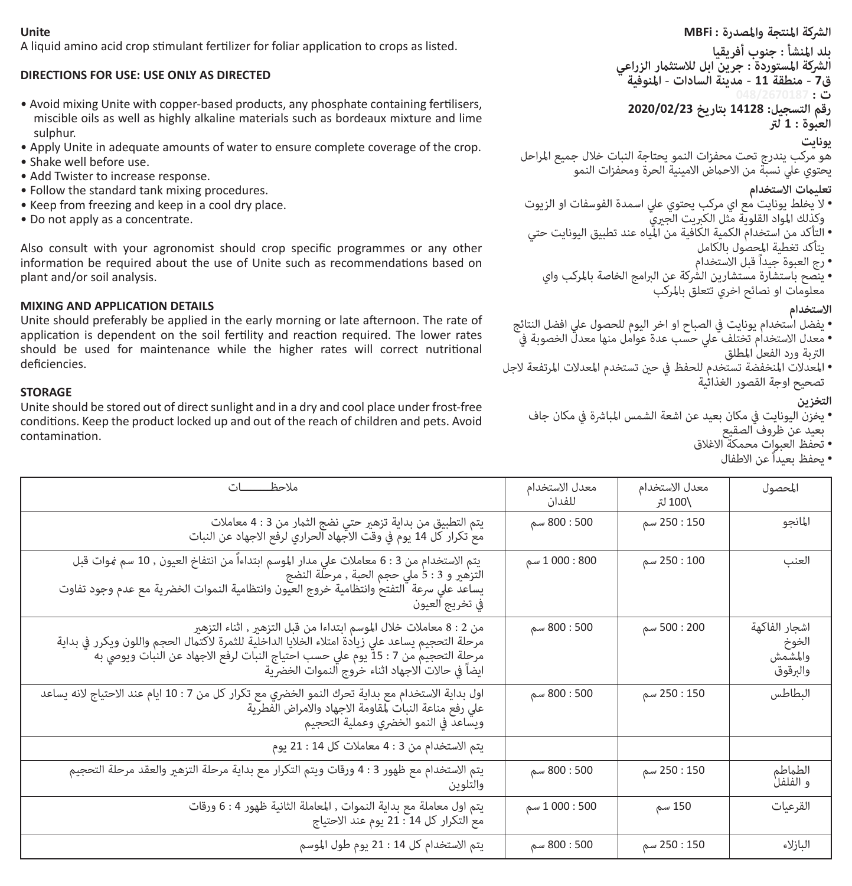**Unite**

A liquid amino acid crop stimulant fertilizer for foliar application to crops as listed.

**DIRECTIONS FOR USE: USE ONLY AS DIRECTED**

- Avoid mixing Unite with copper-based products, any phosphate containing fertilisers, miscible oils as well as highly alkaline materials such as bordeaux mixture and lime sulphur.
- Apply Unite in adequate amounts of water to ensure complete coverage of the crop.
- Shake well before use.
- Add Twister to increase response.
- Follow the standard tank mixing procedures.
- Keep from freezing and keep in a cool dry place.
- Do not apply as a concentrate.

Also consult with your agronomist should crop specific programmes or any other information be required about the use of Unite such as recommendations based on plant and/or soil analysis.

**MIXING AND APPLICATION DETAILS**

Unite should preferably be applied in the early morning or late afternoon. The rate of application is dependent on the soil fertility and reaction required. The lower rates should be used for maintenance while the higher rates will correct nutritional deficiencies.

**STORAGE**

Unite should be stored out of direct sunlight and in a dry and cool place under frost-free conditions. Keep the product locked up and out of the reach of children and pets. Avoid contamination.

**الشركة المنتجة والمصدرة : MBFi**

**بلد المنشأ : جنوب أفريقيا**

**الشركة المستوردة : جرين ابل للاستثمار الزراعي**

**ق7 - منطقة 11 - مدينة السادات - المنوفية**

**ت : 048/2670187**

**رقم التسجيل: 14128 بتاريخ 2020/02/23**

**العبوة : 1 لتر**

**يونايت**

هو مركب يندرج تحت محفزات النمو يحتاجة النبات خلال جميع المراحل يحتوي علي نسبة من الاحماض الامينية الحرة ومحفزات النمو

**تعليمات الاستخدام**

- لا يخلط يونايت مع اي مركب يحتوي علي اسمدة الفوسفات او الزيوت وكذلك المواد القلوية مثل الكبريت الجيري
- التأكد من استخدام الكمية الكافية من المياه عند تطبيق اليونايت حتي يتأكد تغطية المحصول بالكامل
- رج العبوة جيداً قبل الاستخدام
- ينصح باستشارة مستشارين الشركة عن البرامج الخاصة بالمركب واي معلومات او نصائح اخري تتعلق بالمركب

**الاستخدام**

- يفضل استخدام يونايت في الصباح او اخر اليوم للحصول علي افضل النتائج
- معدل الاستخدام تختلف علي حسب عدة عوامل منها معدل الخصوبة في التربة ورد الفعل المطلق
- المعدلات المنخفضة تستخدم للحفظ في حين تستخدم المعدلات المرتفعة لاجل تصحيح اوجة القصور الغذائية

**التخزين**

- يخزن اليونايت في مكان بعيد عن اشعة الشمس المباشرة في مكان جاف بعيد عن ظروف الصقيع
- تحفظ العبوات محمكة الاغلاق
- يحفظ بعيداً عن الاطفال

| المحصول | معدل الاستخدام \100 لتر | معدل الاستخدام للفدان | ملاحظـــــــات |
|---|---|---|---|
| المانجو | 150 : 250 سم | 500 : 800 سم | يتم التطبيق من بداية تزهير حتي نضج الثمار من 3 : 4 معاملات مع تكرار كل 14 يوم في وقت الاجهاد الحراري لرفع الاجهاد عن النبات |
| العنب | 100 : 250 سم | 800 : 1 000 سم | يتم الاستخدام من 3 : 6 معاملات علي مدار الموسم ابتداءاً من انتفاخ العيون , 10 سم نموات قبل التزهير و 3 : 5 ملي حجم الحبة , مرحلة النضج يساعد علي سرعة التفتح وانتظامية خروج العيون وانتظامية النموات الخضرية مع عدم وجود تفاوت في تخريج العيون |
| اشجار الفاكهة الخوخ والمشمش والبرقوق | 200 : 500 سم | 500 : 800 سم | من 2 : 8 معاملات خلال الموسم ابتداءا من قبل التزهير , اثناء التزهير مرحلة التحجيم يساعد علي زيادة امتلاء الخلايا الداخلية للثمرة لاكتمال الحجم واللون ويكرر في بداية مرحلة التحجيم من 7 : 15 يوم علي حسب احتياج النبات لرفع الاجهاد عن النبات ويوصي به ايضاً في حالات الاجهاد اثناء خروج النموات الخضرية |
| البطاطس | 150 : 250 سم | 500 : 800 سم | اول بداية الاستخدام مع بداية تحرك النمو الخضري مع تكرار كل من 7 : 10 ايام عند الاحتياج لانه يساعد علي رفع مناعة النبات لمقاومة الاجهاد والامراض الفطرية ويساعد في النمو الخضري وعملية التحجيم |
| | | | يتم الاستخدام من 3 : 4 معاملات كل 14 : 21 يوم |
| الطماطم و الفلفل | 150 : 250 سم | 500 : 800 سم | يتم الاستخدام مع ظهور 3 : 4 ورقات ويتم التكرار مع بداية مرحلة التزهير والعقد مرحلة التحجيم والتلوين |
| القرعيات | 150 سم | 500 : 1 000 سم | يتم اول معاملة مع بداية النموات , المعاملة الثانية ظهور 4 : 6 ورقات مع التكرار كل 14 : 21 يوم عند الاحتياج |
| البازلاء | 150 : 250 سم | 500 : 800 سم | يتم الاستخدام كل 14 : 21 يوم طول الموسم |